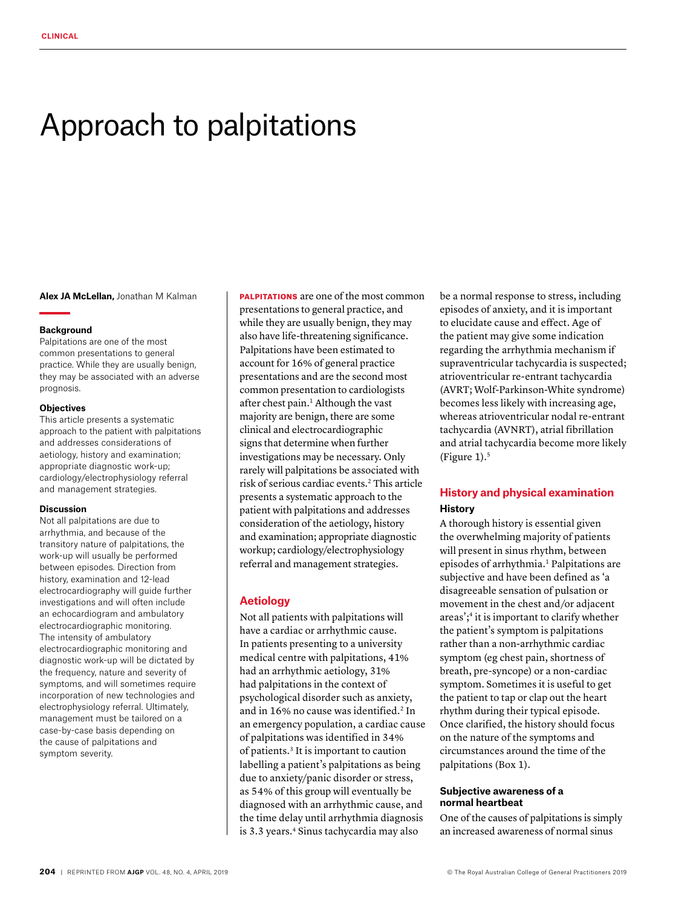# Approach to palpitations

**Alex JA McLellan,** Jonathan M Kalman

### Background

Palpitations are one of the most common presentations to general practice. While they are usually benign, they may be associated with an adverse prognosis.

### Objectives

This article presents a systematic approach to the patient with palpitations and addresses considerations of aetiology, history and examination; appropriate diagnostic work-up; cardiology/electrophysiology referral and management strategies.

### Discussion

Not all palpitations are due to arrhythmia, and because of the transitory nature of palpitations, the work-up will usually be performed between episodes. Direction from history, examination and 12-lead electrocardiography will guide further investigations and will often include an echocardiogram and ambulatory electrocardiographic monitoring. The intensity of ambulatory electrocardiographic monitoring and diagnostic work-up will be dictated by the frequency, nature and severity of symptoms, and will sometimes require incorporation of new technologies and electrophysiology referral. Ultimately, management must be tailored on a case-by-case basis depending on the cause of palpitations and symptom severity.

**PALPITATIONS** are one of the most common presentations to general practice, and while they are usually benign, they may also have life-threatening significance. Palpitations have been estimated to account for 16% of general practice presentations and are the second most common presentation to cardiologists after chest pain.[1] Although the vast majority are benign, there are some clinical and electrocardiographic signs that determine when further investigations may be necessary. Only rarely will palpitations be associated with risk of serious cardiac events.[2] This article presents a systematic approach to the patient with palpitations and addresses consideration of the aetiology, history and examination; appropriate diagnostic workup; cardiology/electrophysiology referral and management strategies.

## Aetiology

Not all patients with palpitations will have a cardiac or arrhythmic cause. In patients presenting to a university medical centre with palpitations, 41% had an arrhythmic aetiology, 31% had palpitations in the context of psychological disorder such as anxiety, and in 16% no cause was identified.[2] In an emergency population, a cardiac cause of palpitations was identified in 34% of patients.[3] It is important to caution labelling a patient's palpitations as being due to anxiety/panic disorder or stress, as 54% of this group will eventually be diagnosed with an arrhythmic cause, and the time delay until arrhythmia diagnosis is 3.3 years.[4] Sinus tachycardia may also be a normal response to stress, including episodes of anxiety, and it is important to elucidate cause and effect. Age of the patient may give some indication regarding the arrhythmia mechanism if supraventricular tachycardia is suspected; atrioventricular re-entrant tachycardia (AVRT; Wolf-Parkinson-White syndrome) becomes less likely with increasing age, whereas atrioventricular nodal re-entrant tachycardia (AVNRT), atrial fibrillation and atrial tachycardia become more likely (Figure 1).[5]

## History and physical examination

### History

A thorough history is essential given the overwhelming majority of patients will present in sinus rhythm, between episodes of arrhythmia.[1] Palpitations are subjective and have been defined as 'a disagreeable sensation of pulsation or movement in the chest and/or adjacent areas';[4] it is important to clarify whether the patient's symptom is palpitations rather than a non-arrhythmic cardiac symptom (eg chest pain, shortness of breath, pre-syncope) or a non-cardiac symptom. Sometimes it is useful to get the patient to tap or clap out the heart rhythm during their typical episode. Once clarified, the history should focus on the nature of the symptoms and circumstances around the time of the palpitations (Box 1).

#### Subjective awareness of a normal heartbeat

One of the causes of palpitations is simply an increased awareness of normal sinus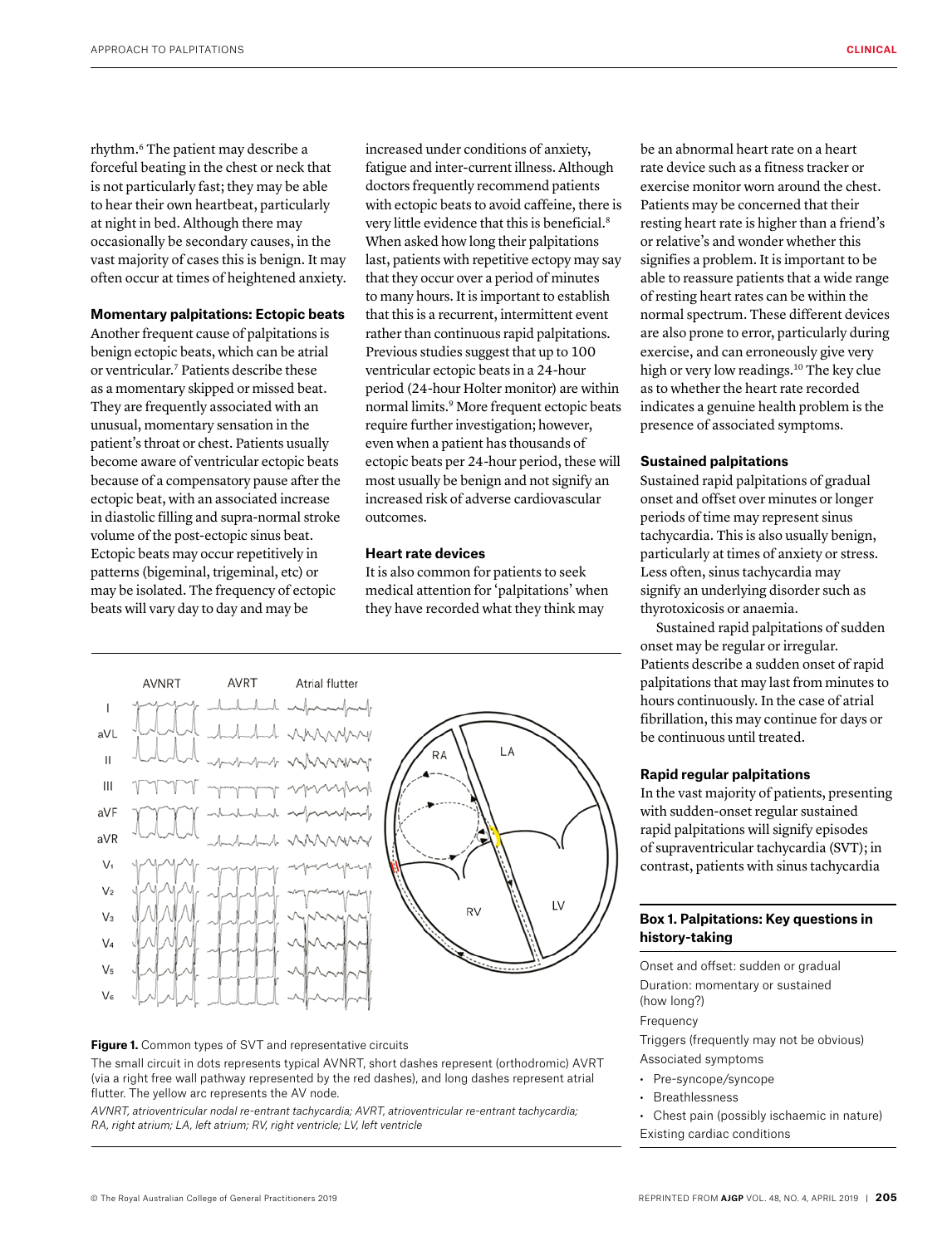rhythm.[6] The patient may describe a forceful beating in the chest or neck that is not particularly fast; they may be able to hear their own heartbeat, particularly at night in bed. Although there may occasionally be secondary causes, in the vast majority of cases this is benign. It may often occur at times of heightened anxiety.

### Momentary palpitations: Ectopic beats

Another frequent cause of palpitations is benign ectopic beats, which can be atrial or ventricular.[7] Patients describe these as a momentary skipped or missed beat. They are frequently associated with an unusual, momentary sensation in the patient's throat or chest. Patients usually become aware of ventricular ectopic beats because of a compensatory pause after the ectopic beat, with an associated increase in diastolic filling and supra-normal stroke volume of the post-ectopic sinus beat. Ectopic beats may occur repetitively in patterns (bigeminal, trigeminal, etc) or may be isolated. The frequency of ectopic beats will vary day to day and may be increased under conditions of anxiety, fatigue and inter-current illness. Although doctors frequently recommend patients with ectopic beats to avoid caffeine, there is very little evidence that this is beneficial.[8] When asked how long their palpitations last, patients with repetitive ectopy may say that they occur over a period of minutes to many hours. It is important to establish that this is a recurrent, intermittent event rather than continuous rapid palpitations. Previous studies suggest that up to 100 ventricular ectopic beats in a 24-hour period (24-hour Holter monitor) are within normal limits.[9] More frequent ectopic beats require further investigation; however, even when a patient has thousands of ectopic beats per 24-hour period, these will most usually be benign and not signify an increased risk of adverse cardiovascular outcomes.

### Heart rate devices

It is also common for patients to seek medical attention for 'palpitations' when they have recorded what they think may be an abnormal heart rate on a heart rate device such as a fitness tracker or exercise monitor worn around the chest. Patients may be concerned that their resting heart rate is higher than a friend's or relative's and wonder whether this signifies a problem. It is important to be able to reassure patients that a wide range of resting heart rates can be within the normal spectrum. These different devices are also prone to error, particularly during exercise, and can erroneously give very high or very low readings.[10] The key clue as to whether the heart rate recorded indicates a genuine health problem is the presence of associated symptoms.

### Sustained palpitations

Sustained rapid palpitations of gradual onset and offset over minutes or longer periods of time may represent sinus tachycardia. This is also usually benign, particularly at times of anxiety or stress. Less often, sinus tachycardia may signify an underlying disorder such as thyrotoxicosis or anaemia.

Sustained rapid palpitations of sudden onset may be regular or irregular. Patients describe a sudden onset of rapid palpitations that may last from minutes to hours continuously. In the case of atrial fibrillation, this may continue for days or be continuous until treated.

### Rapid regular palpitations

In the vast majority of patients, presenting with sudden-onset regular sustained rapid palpitations will signify episodes of supraventricular tachycardia (SVT); in contrast, patients with sinus tachycardia

**Figure 1.** Common types of SVT and representative circuits

The small circuit in dots represents typical AVNRT, short dashes represent (orthodromic) AVRT (via a right free wall pathway represented by the red dashes), and long dashes represent atrial flutter. The yellow arc represents the AV node.

*AVNRT, atrioventricular nodal re-entrant tachycardia; AVRT, atrioventricular re-entrant tachycardia; RA, right atrium; LA, left atrium; RV, right ventricle; LV, left ventricle*

**Box 1. Palpitations: Key questions in history-taking**

Onset and offset: sudden or gradual

Duration: momentary or sustained (how long?)

Frequency

Triggers (frequently may not be obvious)

Associated symptoms

- Pre-syncope/syncope
- Breathlessness
- Chest pain (possibly ischaemic in nature)

Existing cardiac conditions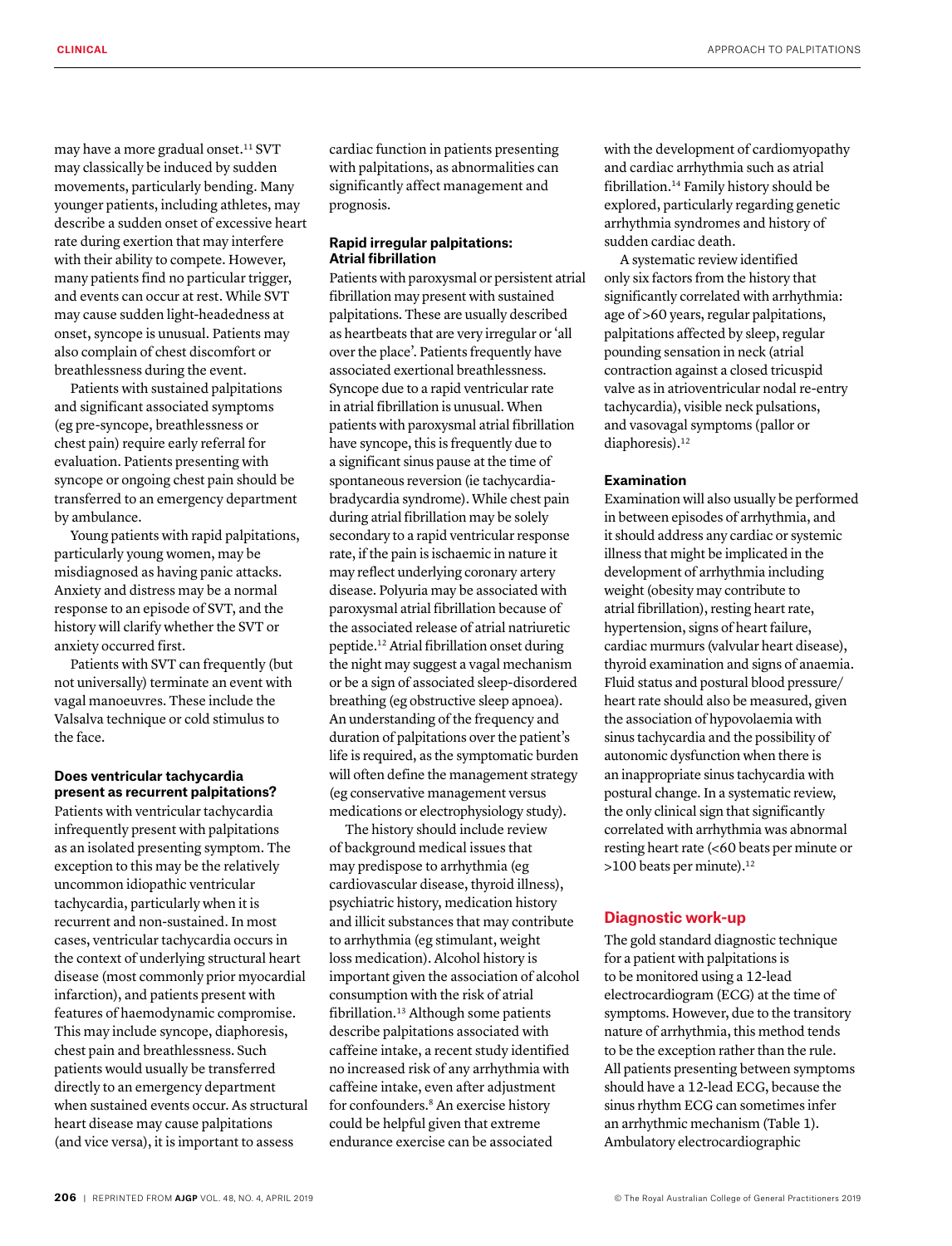may have a more gradual onset.[11] SVT may classically be induced by sudden movements, particularly bending. Many younger patients, including athletes, may describe a sudden onset of excessive heart rate during exertion that may interfere with their ability to compete. However, many patients find no particular trigger, and events can occur at rest. While SVT may cause sudden light-headedness at onset, syncope is unusual. Patients may also complain of chest discomfort or breathlessness during the event.

Patients with sustained palpitations and significant associated symptoms (eg pre-syncope, breathlessness or chest pain) require early referral for evaluation. Patients presenting with syncope or ongoing chest pain should be transferred to an emergency department by ambulance.

Young patients with rapid palpitations, particularly young women, may be misdiagnosed as having panic attacks. Anxiety and distress may be a normal response to an episode of SVT, and the history will clarify whether the SVT or anxiety occurred first.

Patients with SVT can frequently (but not universally) terminate an event with vagal manoeuvres. These include the Valsalva technique or cold stimulus to the face.

### Does ventricular tachycardia present as recurrent palpitations?

Patients with ventricular tachycardia infrequently present with palpitations as an isolated presenting symptom. The exception to this may be the relatively uncommon idiopathic ventricular tachycardia, particularly when it is recurrent and non-sustained. In most cases, ventricular tachycardia occurs in the context of underlying structural heart disease (most commonly prior myocardial infarction), and patients present with features of haemodynamic compromise. This may include syncope, diaphoresis, chest pain and breathlessness. Such patients would usually be transferred directly to an emergency department when sustained events occur. As structural heart disease may cause palpitations (and vice versa), it is important to assess cardiac function in patients presenting with palpitations, as abnormalities can significantly affect management and prognosis.

### Rapid irregular palpitations: Atrial fibrillation

Patients with paroxysmal or persistent atrial fibrillation may present with sustained palpitations. These are usually described as heartbeats that are very irregular or 'all over the place'. Patients frequently have associated exertional breathlessness. Syncope due to a rapid ventricular rate in atrial fibrillation is unusual. When patients with paroxysmal atrial fibrillation have syncope, this is frequently due to a significant sinus pause at the time of spontaneous reversion (ie tachycardia-bradycardia syndrome). While chest pain during atrial fibrillation may be solely secondary to a rapid ventricular response rate, if the pain is ischaemic in nature it may reflect underlying coronary artery disease. Polyuria may be associated with paroxysmal atrial fibrillation because of the associated release of atrial natriuretic peptide.[12] Atrial fibrillation onset during the night may suggest a vagal mechanism or be a sign of associated sleep-disordered breathing (eg obstructive sleep apnoea). An understanding of the frequency and duration of palpitations over the patient's life is required, as the symptomatic burden will often define the management strategy (eg conservative management versus medications or electrophysiology study).

The history should include review of background medical issues that may predispose to arrhythmia (eg cardiovascular disease, thyroid illness), psychiatric history, medication history and illicit substances that may contribute to arrhythmia (eg stimulant, weight loss medication). Alcohol history is important given the association of alcohol consumption with the risk of atrial fibrillation.[13] Although some patients describe palpitations associated with caffeine intake, a recent study identified no increased risk of any arrhythmia with caffeine intake, even after adjustment for confounders.[8] An exercise history could be helpful given that extreme endurance exercise can be associated with the development of cardiomyopathy and cardiac arrhythmia such as atrial fibrillation.[14] Family history should be explored, particularly regarding genetic arrhythmia syndromes and history of sudden cardiac death.

A systematic review identified only six factors from the history that significantly correlated with arrhythmia: age of >60 years, regular palpitations, palpitations affected by sleep, regular pounding sensation in neck (atrial contraction against a closed tricuspid valve as in atrioventricular nodal re-entry tachycardia), visible neck pulsations, and vasovagal symptoms (pallor or diaphoresis).[12]

### Examination

Examination will also usually be performed in between episodes of arrhythmia, and it should address any cardiac or systemic illness that might be implicated in the development of arrhythmia including weight (obesity may contribute to atrial fibrillation), resting heart rate, hypertension, signs of heart failure, cardiac murmurs (valvular heart disease), thyroid examination and signs of anaemia. Fluid status and postural blood pressure/heart rate should also be measured, given the association of hypovolaemia with sinus tachycardia and the possibility of autonomic dysfunction when there is an inappropriate sinus tachycardia with postural change. In a systematic review, the only clinical sign that significantly correlated with arrhythmia was abnormal resting heart rate (<60 beats per minute or >100 beats per minute).[12]

## Diagnostic work-up

The gold standard diagnostic technique for a patient with palpitations is to be monitored using a 12-lead electrocardiogram (ECG) at the time of symptoms. However, due to the transitory nature of arrhythmia, this method tends to be the exception rather than the rule. All patients presenting between symptoms should have a 12-lead ECG, because the sinus rhythm ECG can sometimes infer an arrhythmic mechanism (Table 1). Ambulatory electrocardiographic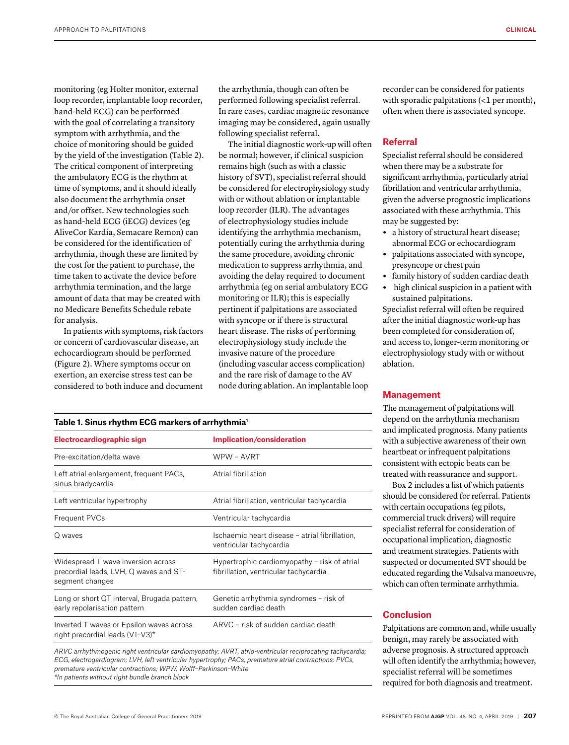monitoring (eg Holter monitor, external loop recorder, implantable loop recorder, hand-held ECG) can be performed with the goal of correlating a transitory symptom with arrhythmia, and the choice of monitoring should be guided by the yield of the investigation (Table 2). The critical component of interpreting the ambulatory ECG is the rhythm at time of symptoms, and it should ideally also document the arrhythmia onset and/or offset. New technologies such as hand-held ECG (iECG) devices (eg AliveCor Kardia, Semacare Remon) can be considered for the identification of arrhythmia, though these are limited by the cost for the patient to purchase, the time taken to activate the device before arrhythmia termination, and the large amount of data that may be created with no Medicare Benefits Schedule rebate for analysis.

In patients with symptoms, risk factors or concern of cardiovascular disease, an echocardiogram should be performed (Figure 2). Where symptoms occur on exertion, an exercise stress test can be considered to both induce and document the arrhythmia, though can often be performed following specialist referral. In rare cases, cardiac magnetic resonance imaging may be considered, again usually following specialist referral.

The initial diagnostic work-up will often be normal; however, if clinical suspicion remains high (such as with a classic history of SVT), specialist referral should be considered for electrophysiology study with or without ablation or implantable loop recorder (ILR). The advantages of electrophysiology studies include identifying the arrhythmia mechanism, potentially curing the arrhythmia during the same procedure, avoiding chronic medication to suppress arrhythmia, and avoiding the delay required to document arrhythmia (eg on serial ambulatory ECG monitoring or ILR); this is especially pertinent if palpitations are associated with syncope or if there is structural heart disease. The risks of performing electrophysiology study include the invasive nature of the procedure (including vascular access complication) and the rare risk of damage to the AV node during ablation. An implantable loop recorder can be considered for patients with sporadic palpitations (<1 per month), often when there is associated syncope.

**Table 1. Sinus rhythm ECG markers of arrhythmia[1]**

| Electrocardiographic sign | Implication/consideration |
|---|---|
| Pre-excitation/delta wave | WPW – AVRT |
| Left atrial enlargement, frequent PACs, sinus bradycardia | Atrial fibrillation |
| Left ventricular hypertrophy | Atrial fibrillation, ventricular tachycardia |
| Frequent PVCs | Ventricular tachycardia |
| Q waves | Ischaemic heart disease – atrial fibrillation, ventricular tachycardia |
| Widespread T wave inversion across precordial leads, LVH, Q waves and ST-segment changes | Hypertrophic cardiomyopathy – risk of atrial fibrillation, ventricular tachycardia |
| Long or short QT interval, Brugada pattern, early repolarisation pattern | Genetic arrhythmia syndromes – risk of sudden cardiac death |
| Inverted T waves or Epsilon waves across right precordial leads (V1–V3)* | ARVC – risk of sudden cardiac death |

*ARVC arrhythmogenic right ventricular cardiomyopathy; AVRT, atrio-ventricular reciprocating tachycardia; ECG, electrogardiogram; LVH, left ventricular hypertrophy; PACs, premature atrial contractions; PVCs, premature ventricular contractions; WPW, Wolff–Parkinson–White*
*\*In patients without right bundle branch block*

## Referral

Specialist referral should be considered when there may be a substrate for significant arrhythmia, particularly atrial fibrillation and ventricular arrhythmia, given the adverse prognostic implications associated with these arrhythmia. This may be suggested by:

- a history of structural heart disease; abnormal ECG or echocardiogram
- palpitations associated with syncope, presyncope or chest pain
- family history of sudden cardiac death
- high clinical suspicion in a patient with sustained palpitations.

Specialist referral will often be required after the initial diagnostic work-up has been completed for consideration of, and access to, longer-term monitoring or electrophysiology study with or without ablation.

## Management

The management of palpitations will depend on the arrhythmia mechanism and implicated prognosis. Many patients with a subjective awareness of their own heartbeat or infrequent palpitations consistent with ectopic beats can be treated with reassurance and support.

Box 2 includes a list of which patients should be considered for referral. Patients with certain occupations (eg pilots, commercial truck drivers) will require specialist referral for consideration of occupational implication, diagnostic and treatment strategies. Patients with suspected or documented SVT should be educated regarding the Valsalva manoeuvre, which can often terminate arrhythmia.

## Conclusion

Palpitations are common and, while usually benign, may rarely be associated with adverse prognosis. A structured approach will often identify the arrhythmia; however, specialist referral will be sometimes required for both diagnosis and treatment.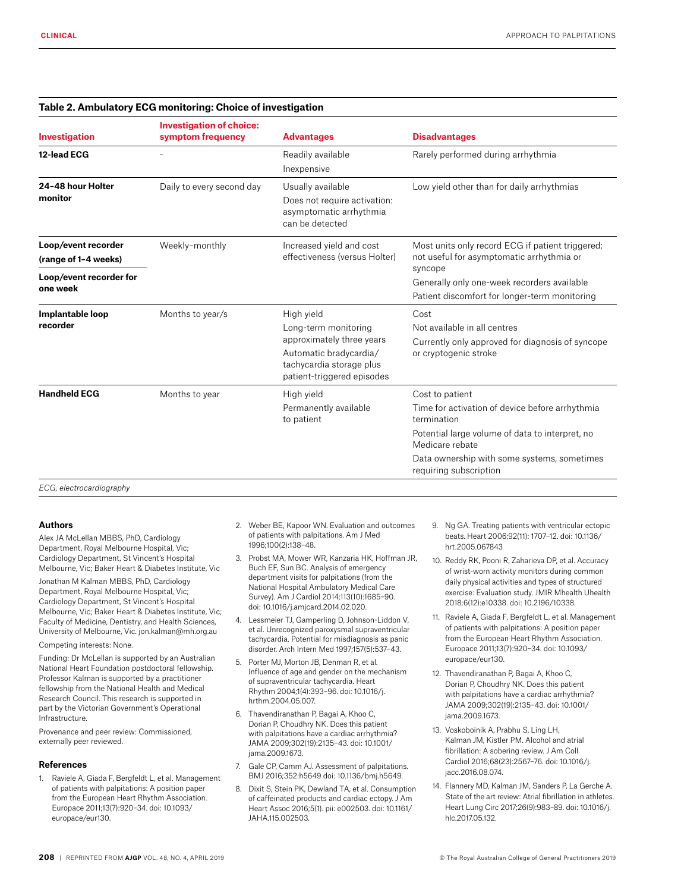**Table 2. Ambulatory ECG monitoring: Choice of investigation**

| Investigation | Investigation of choice: symptom frequency | Advantages | Disadvantages |
|---|---|---|---|
| **12-lead ECG** | – | Readily available<br>Inexpensive | Rarely performed during arrhythmia |
| **24–48 hour Holter monitor** | Daily to every second day | Usually available<br>Does not require activation: asymptomatic arrhythmia can be detected | Low yield other than for daily arrhythmias |
| **Loop/event recorder (range of 1–4 weeks)**<br>**Loop/event recorder for one week** | Weekly–monthly | Increased yield and cost effectiveness (versus Holter) | Most units only record ECG if patient triggered; not useful for asymptomatic arrhythmia or syncope<br>Generally only one-week recorders available<br>Patient discomfort for longer-term monitoring |
| **Implantable loop recorder** | Months to year/s | High yield<br>Long-term monitoring approximately three years<br>Automatic bradycardia/tachycardia storage plus patient-triggered episodes | Cost<br>Not available in all centres<br>Currently only approved for diagnosis of syncope or cryptogenic stroke |
| **Handheld ECG** | Months to year | High yield<br>Permanently available to patient | Cost to patient<br>Time for activation of device before arrhythmia termination<br>Potential large volume of data to interpret, no Medicare rebate<br>Data ownership with some systems, sometimes requiring subscription |

*ECG, electrocardiography*

### Authors

Alex JA McLellan MBBS, PhD, Cardiology Department, Royal Melbourne Hospital, Vic; Cardiology Department, St Vincent's Hospital Melbourne, Vic; Baker Heart & Diabetes Institute, Vic

Jonathan M Kalman MBBS, PhD, Cardiology Department, Royal Melbourne Hospital, Vic; Cardiology Department, St Vincent's Hospital Melbourne, Vic; Baker Heart & Diabetes Institute, Vic; Faculty of Medicine, Dentistry, and Health Sciences, University of Melbourne, Vic. jon.kalman@mh.org.au

Competing interests: None.

Funding: Dr McLellan is supported by an Australian National Heart Foundation postdoctoral fellowship. Professor Kalman is supported by a practitioner fellowship from the National Health and Medical Research Council. This research is supported in part by the Victorian Government's Operational Infrastructure.

Provenance and peer review: Commissioned, externally peer reviewed.

### References

1. Raviele A, Giada F, Bergfeldt L, et al. Management of patients with palpitations: A position paper from the European Heart Rhythm Association. Europace 2011;13(7):920–34. doi: 10.1093/europace/eur130.
2. Weber BE, Kapoor WN. Evaluation and outcomes of patients with palpitations. Am J Med 1996;100(2):138–48.
3. Probst MA, Mower WR, Kanzaria HK, Hoffman JR, Buch EF, Sun BC. Analysis of emergency department visits for palpitations (from the National Hospital Ambulatory Medical Care Survey). Am J Cardiol 2014;113(10):1685–90. doi: 10.1016/j.amjcard.2014.02.020.
4. Lessmeier TJ, Gamperling D, Johnson-Liddon V, et al. Unrecognized paroxysmal supraventricular tachycardia. Potential for misdiagnosis as panic disorder. Arch Intern Med 1997;157(5):537–43.
5. Porter MJ, Morton JB, Denman R, et al. Influence of age and gender on the mechanism of supraventricular tachycardia. Heart Rhythm 2004;1(4):393–96. doi: 10.1016/j.hrthm.2004.05.007.
6. Thavendiranathan P, Bagai A, Khoo C, Dorian P, Choudhry NK. Does this patient with palpitations have a cardiac arrhythmia? JAMA 2009;302(19):2135–43. doi: 10.1001/jama.2009.1673.
7. Gale CP, Camm AJ. Assessment of palpitations. BMJ 2016;352:h5649 doi: 10.1136/bmj.h5649.
8. Dixit S, Stein PK, Dewland TA, et al. Consumption of caffeinated products and cardiac ectopy. J Am Heart Assoc 2016;5(1). pii: e002503. doi: 10.1161/JAHA.115.002503.
9. Ng GA. Treating patients with ventricular ectopic beats. Heart 2006;92(11): 1707–12. doi: 10.1136/hrt.2005.067843
10. Reddy RK, Pooni R, Zaharieva DP, et al. Accuracy of wrist-worn activity monitors during common daily physical activities and types of structured exercise: Evaluation study. JMIR Mhealth Uhealth 2018;6(12):e10338. doi: 10.2196/10338.
11. Raviele A, Giada F, Bergfeldt L, et al. Management of patients with palpitations: A position paper from the European Heart Rhythm Association. Europace 2011;13(7):920–34. doi: 10.1093/europace/eur130.
12. Thavendiranathan P, Bagai A, Khoo C, Dorian P, Choudhry NK. Does this patient with palpitations have a cardiac arrhythmia? JAMA 2009;302(19):2135–43. doi: 10.1001/jama.2009.1673.
13. Voskoboinik A, Prabhu S, Ling LH, Kalman JM, Kistler PM. Alcohol and atrial fibrillation: A sobering review. J Am Coll Cardiol 2016;68(23):2567–76. doi: 10.1016/j.jacc.2016.08.074.
14. Flannery MD, Kalman JM, Sanders P, La Gerche A. State of the art review: Atrial fibrillation in athletes. Heart Lung Circ 2017;26(9):983–89. doi: 10.1016/j.hlc.2017.05.132.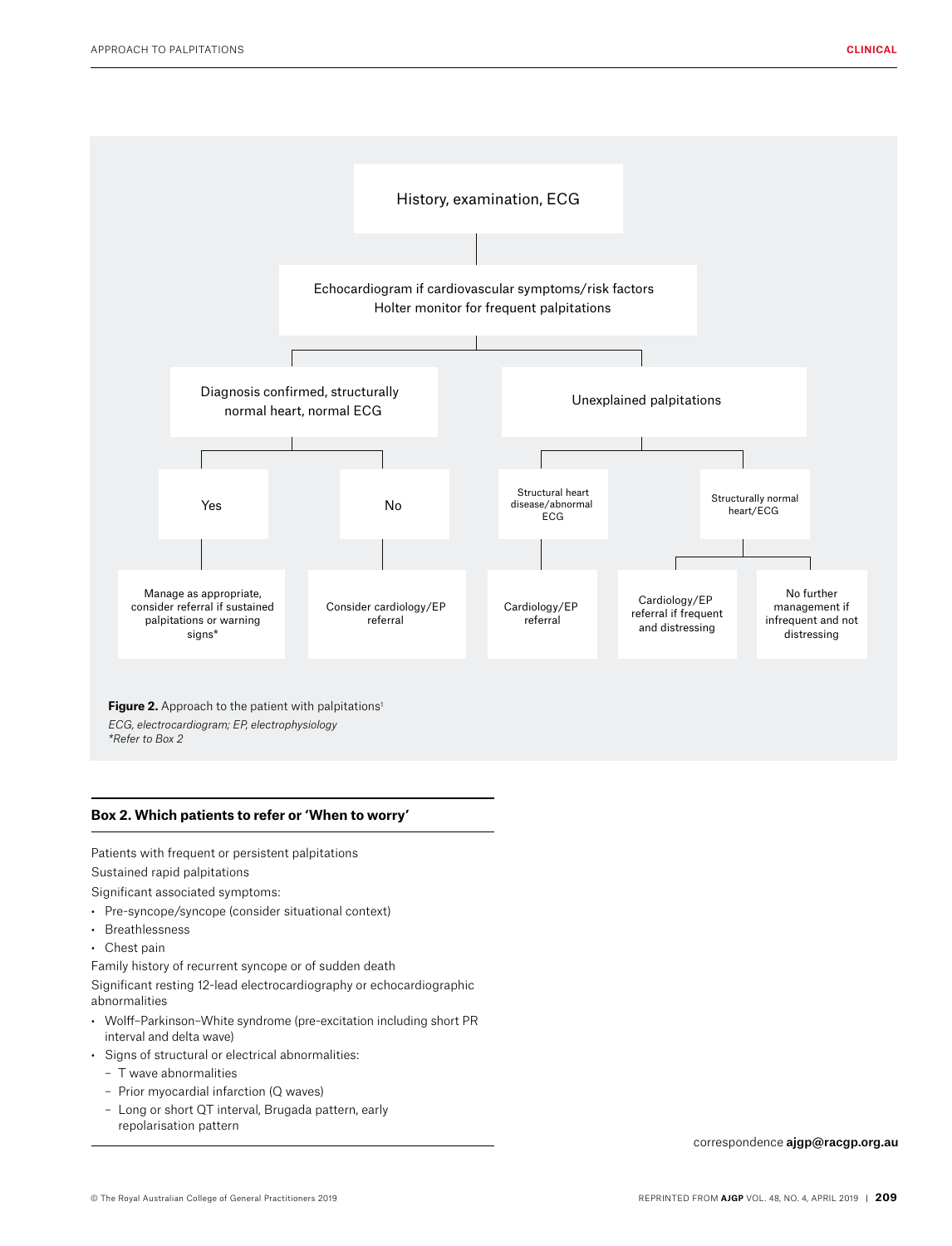History, examination, ECG

Echocardiogram if cardiovascular symptoms/risk factors
Holter monitor for frequent palpitations

Diagnosis confirmed, structurally normal heart, normal ECG

Unexplained palpitations

Yes

No

Structural heart disease/abnormal ECG

Structurally normal heart/ECG

Manage as appropriate, consider referral if sustained palpitations or warning signs*

Consider cardiology/EP referral

Cardiology/EP referral

Cardiology/EP referral if frequent and distressing

No further management if infrequent and not distressing

**Figure 2.** Approach to the patient with palpitations[1]

*ECG, electrocardiogram; EP, electrophysiology*
*\*Refer to Box 2*

### Box 2. Which patients to refer or 'When to worry'

Patients with frequent or persistent palpitations

Sustained rapid palpitations

Significant associated symptoms:

- Pre-syncope/syncope (consider situational context)
- Breathlessness
- Chest pain

Family history of recurrent syncope or of sudden death

Significant resting 12-lead electrocardiography or echocardiographic abnormalities

- Wolff–Parkinson–White syndrome (pre-excitation including short PR interval and delta wave)
- Signs of structural or electrical abnormalities:
  - T wave abnormalities
  - Prior myocardial infarction (Q waves)
  - Long or short QT interval, Brugada pattern, early repolarisation pattern

correspondence **ajgp@racgp.org.au**